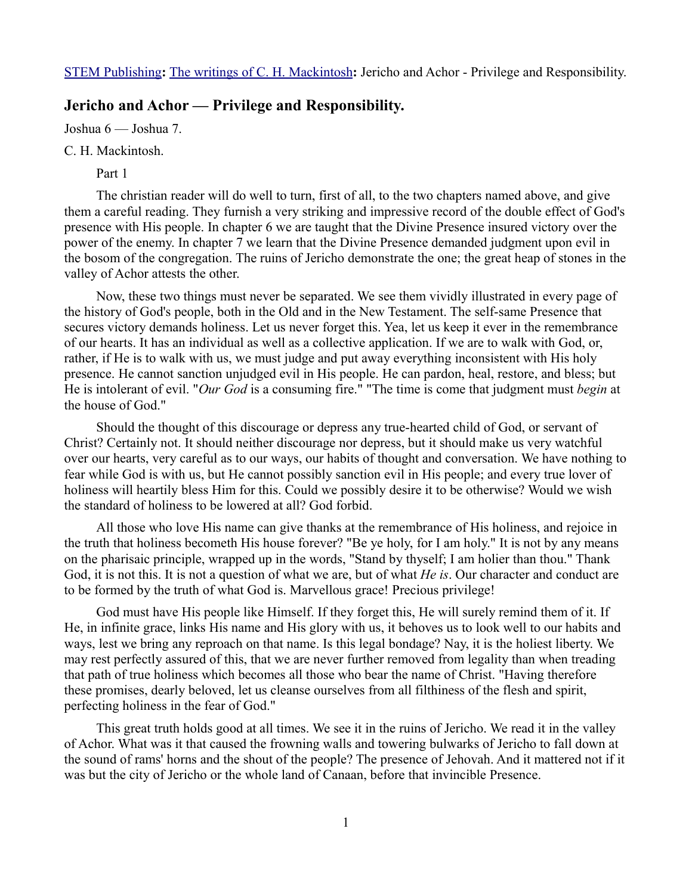STEM Publishing**:** The writings of C. H. Mackintosh**:** Jericho and Achor - Privilege and Responsibility.

## Jericho and Achor — Privilege and Responsibility.

Joshua 6 — Joshua 7.

C. H. Mackintosh.

Part 1

The christian reader will do well to turn, first of all, to the two chapters named above, and give them a careful reading. They furnish a very striking and impressive record of the double effect of God's presence with His people. In chapter 6 we are taught that the Divine Presence insured victory over the power of the enemy. In chapter 7 we learn that the Divine Presence demanded judgment upon evil in the bosom of the congregation. The ruins of Jericho demonstrate the one; the great heap of stones in the valley of Achor attests the other.

Now, these two things must never be separated. We see them vividly illustrated in every page of the history of God's people, both in the Old and in the New Testament. The self-same Presence that secures victory demands holiness. Let us never forget this. Yea, let us keep it ever in the remembrance of our hearts. It has an individual as well as a collective application. If we are to walk with God, or, rather, if He is to walk with us, we must judge and put away everything inconsistent with His holy presence. He cannot sanction unjudged evil in His people. He can pardon, heal, restore, and bless; but He is intolerant of evil. "*Our God* is a consuming fire." "The time is come that judgment must *begin* at the house of God."

Should the thought of this discourage or depress any true-hearted child of God, or servant of Christ? Certainly not. It should neither discourage nor depress, but it should make us very watchful over our hearts, very careful as to our ways, our habits of thought and conversation. We have nothing to fear while God is with us, but He cannot possibly sanction evil in His people; and every true lover of holiness will heartily bless Him for this. Could we possibly desire it to be otherwise? Would we wish the standard of holiness to be lowered at all? God forbid.

All those who love His name can give thanks at the remembrance of His holiness, and rejoice in the truth that holiness becometh His house forever? "Be ye holy, for I am holy." It is not by any means on the pharisaic principle, wrapped up in the words, "Stand by thyself; I am holier than thou." Thank God, it is not this. It is not a question of what we are, but of what *He is*. Our character and conduct are to be formed by the truth of what God is. Marvellous grace! Precious privilege!

God must have His people like Himself. If they forget this, He will surely remind them of it. If He, in infinite grace, links His name and His glory with us, it behoves us to look well to our habits and ways, lest we bring any reproach on that name. Is this legal bondage? Nay, it is the holiest liberty. We may rest perfectly assured of this, that we are never further removed from legality than when treading that path of true holiness which becomes all those who bear the name of Christ. "Having therefore these promises, dearly beloved, let us cleanse ourselves from all filthiness of the flesh and spirit, perfecting holiness in the fear of God."

This great truth holds good at all times. We see it in the ruins of Jericho. We read it in the valley of Achor. What was it that caused the frowning walls and towering bulwarks of Jericho to fall down at the sound of rams' horns and the shout of the people? The presence of Jehovah. And it mattered not if it was but the city of Jericho or the whole land of Canaan, before that invincible Presence.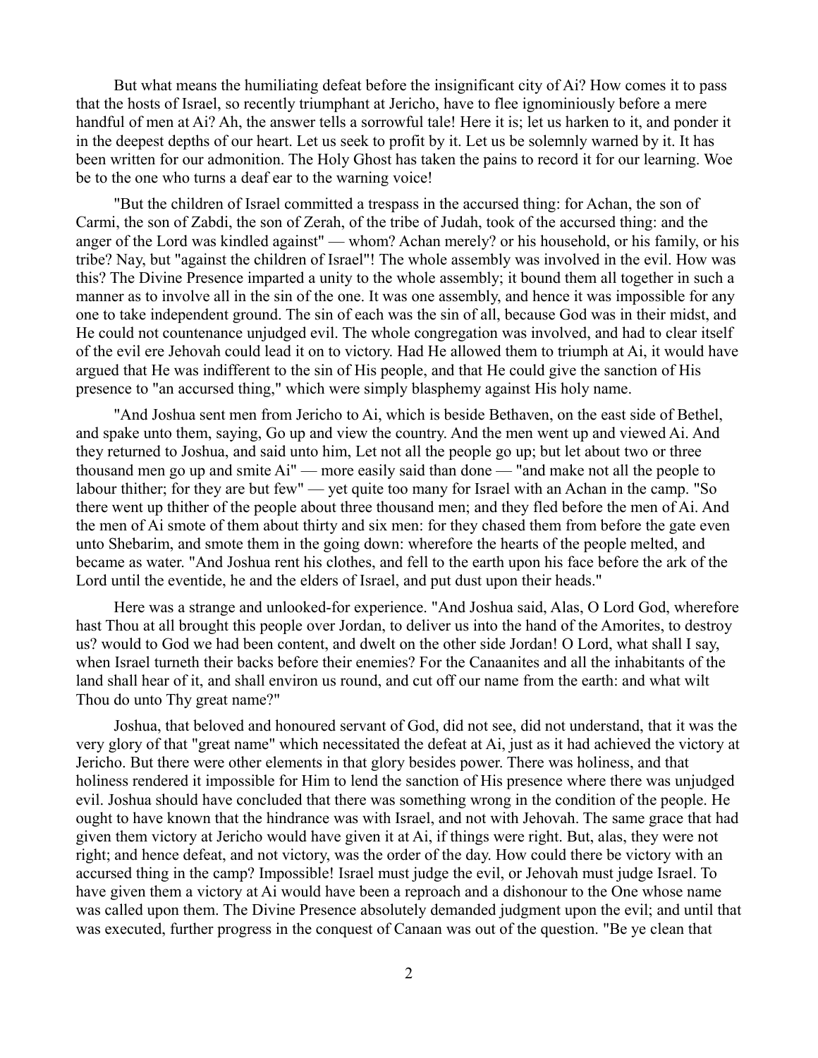But what means the humiliating defeat before the insignificant city of Ai? How comes it to pass that the hosts of Israel, so recently triumphant at Jericho, have to flee ignominiously before a mere handful of men at Ai? Ah, the answer tells a sorrowful tale! Here it is; let us harken to it, and ponder it in the deepest depths of our heart. Let us seek to profit by it. Let us be solemnly warned by it. It has been written for our admonition. The Holy Ghost has taken the pains to record it for our learning. Woe be to the one who turns a deaf ear to the warning voice!

"But the children of Israel committed a trespass in the accursed thing: for Achan, the son of Carmi, the son of Zabdi, the son of Zerah, of the tribe of Judah, took of the accursed thing: and the anger of the Lord was kindled against" — whom? Achan merely? or his household, or his family, or his tribe? Nay, but "against the children of Israel"! The whole assembly was involved in the evil. How was this? The Divine Presence imparted a unity to the whole assembly; it bound them all together in such a manner as to involve all in the sin of the one. It was one assembly, and hence it was impossible for any one to take independent ground. The sin of each was the sin of all, because God was in their midst, and He could not countenance unjudged evil. The whole congregation was involved, and had to clear itself of the evil ere Jehovah could lead it on to victory. Had He allowed them to triumph at Ai, it would have argued that He was indifferent to the sin of His people, and that He could give the sanction of His presence to "an accursed thing," which were simply blasphemy against His holy name.

"And Joshua sent men from Jericho to Ai, which is beside Bethaven, on the east side of Bethel, and spake unto them, saying, Go up and view the country. And the men went up and viewed Ai. And they returned to Joshua, and said unto him, Let not all the people go up; but let about two or three thousand men go up and smite Ai" — more easily said than done — "and make not all the people to labour thither; for they are but few" — yet quite too many for Israel with an Achan in the camp. "So there went up thither of the people about three thousand men; and they fled before the men of Ai. And the men of Ai smote of them about thirty and six men: for they chased them from before the gate even unto Shebarim, and smote them in the going down: wherefore the hearts of the people melted, and became as water. "And Joshua rent his clothes, and fell to the earth upon his face before the ark of the Lord until the eventide, he and the elders of Israel, and put dust upon their heads."

Here was a strange and unlooked-for experience. "And Joshua said, Alas, O Lord God, wherefore hast Thou at all brought this people over Jordan, to deliver us into the hand of the Amorites, to destroy us? would to God we had been content, and dwelt on the other side Jordan! O Lord, what shall I say, when Israel turneth their backs before their enemies? For the Canaanites and all the inhabitants of the land shall hear of it, and shall environ us round, and cut off our name from the earth: and what wilt Thou do unto Thy great name?"

Joshua, that beloved and honoured servant of God, did not see, did not understand, that it was the very glory of that "great name" which necessitated the defeat at Ai, just as it had achieved the victory at Jericho. But there were other elements in that glory besides power. There was holiness, and that holiness rendered it impossible for Him to lend the sanction of His presence where there was unjudged evil. Joshua should have concluded that there was something wrong in the condition of the people. He ought to have known that the hindrance was with Israel, and not with Jehovah. The same grace that had given them victory at Jericho would have given it at Ai, if things were right. But, alas, they were not right; and hence defeat, and not victory, was the order of the day. How could there be victory with an accursed thing in the camp? Impossible! Israel must judge the evil, or Jehovah must judge Israel. To have given them a victory at Ai would have been a reproach and a dishonour to the One whose name was called upon them. The Divine Presence absolutely demanded judgment upon the evil; and until that was executed, further progress in the conquest of Canaan was out of the question. "Be ye clean that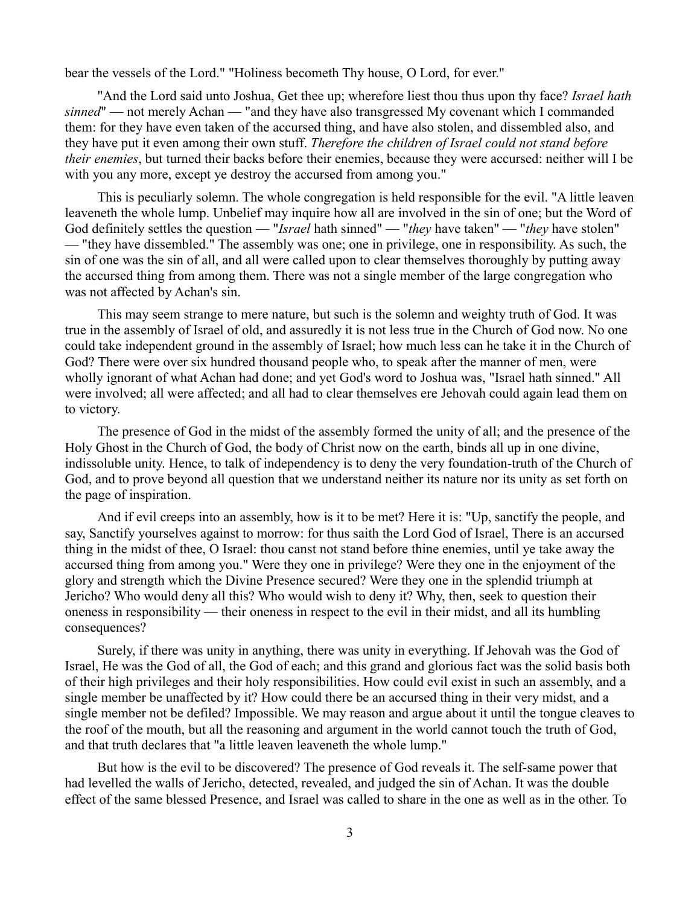bear the vessels of the Lord." "Holiness becometh Thy house, O Lord, for ever."

"And the Lord said unto Joshua, Get thee up; wherefore liest thou thus upon thy face? *Israel hath sinned*" — not merely Achan — "and they have also transgressed My covenant which I commanded them: for they have even taken of the accursed thing, and have also stolen, and dissembled also, and they have put it even among their own stuff. *Therefore the children of Israel could not stand before their enemies*, but turned their backs before their enemies, because they were accursed: neither will I be with you any more, except ye destroy the accursed from among you."

This is peculiarly solemn. The whole congregation is held responsible for the evil. "A little leaven leaveneth the whole lump. Unbelief may inquire how all are involved in the sin of one; but the Word of God definitely settles the question — "*Israel* hath sinned" — "*they* have taken" — "*they* have stolen" — "they have dissembled." The assembly was one; one in privilege, one in responsibility. As such, the sin of one was the sin of all, and all were called upon to clear themselves thoroughly by putting away the accursed thing from among them. There was not a single member of the large congregation who was not affected by Achan's sin.

This may seem strange to mere nature, but such is the solemn and weighty truth of God. It was true in the assembly of Israel of old, and assuredly it is not less true in the Church of God now. No one could take independent ground in the assembly of Israel; how much less can he take it in the Church of God? There were over six hundred thousand people who, to speak after the manner of men, were wholly ignorant of what Achan had done; and yet God's word to Joshua was, "Israel hath sinned." All were involved; all were affected; and all had to clear themselves ere Jehovah could again lead them on to victory.

The presence of God in the midst of the assembly formed the unity of all; and the presence of the Holy Ghost in the Church of God, the body of Christ now on the earth, binds all up in one divine, indissoluble unity. Hence, to talk of independency is to deny the very foundation-truth of the Church of God, and to prove beyond all question that we understand neither its nature nor its unity as set forth on the page of inspiration.

And if evil creeps into an assembly, how is it to be met? Here it is: "Up, sanctify the people, and say, Sanctify yourselves against to morrow: for thus saith the Lord God of Israel, There is an accursed thing in the midst of thee, O Israel: thou canst not stand before thine enemies, until ye take away the accursed thing from among you." Were they one in privilege? Were they one in the enjoyment of the glory and strength which the Divine Presence secured? Were they one in the splendid triumph at Jericho? Who would deny all this? Who would wish to deny it? Why, then, seek to question their oneness in responsibility — their oneness in respect to the evil in their midst, and all its humbling consequences?

Surely, if there was unity in anything, there was unity in everything. If Jehovah was the God of Israel, He was the God of all, the God of each; and this grand and glorious fact was the solid basis both of their high privileges and their holy responsibilities. How could evil exist in such an assembly, and a single member be unaffected by it? How could there be an accursed thing in their very midst, and a single member not be defiled? Impossible. We may reason and argue about it until the tongue cleaves to the roof of the mouth, but all the reasoning and argument in the world cannot touch the truth of God, and that truth declares that "a little leaven leaveneth the whole lump."

But how is the evil to be discovered? The presence of God reveals it. The self-same power that had levelled the walls of Jericho, detected, revealed, and judged the sin of Achan. It was the double effect of the same blessed Presence, and Israel was called to share in the one as well as in the other. To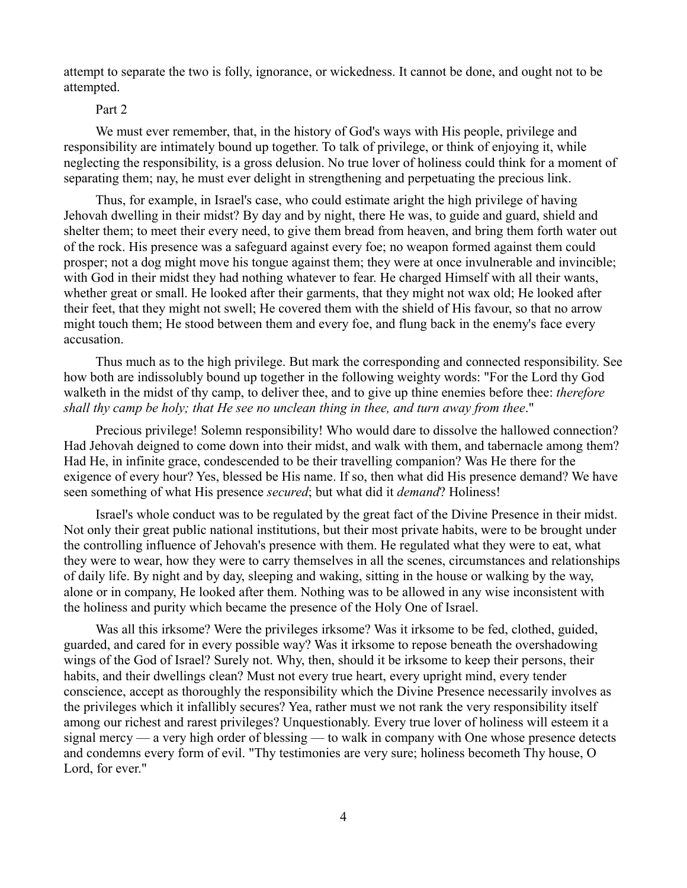attempt to separate the two is folly, ignorance, or wickedness. It cannot be done, and ought not to be attempted.

## Part 2

We must ever remember, that, in the history of God's ways with His people, privilege and responsibility are intimately bound up together. To talk of privilege, or think of enjoying it, while neglecting the responsibility, is a gross delusion. No true lover of holiness could think for a moment of separating them; nay, he must ever delight in strengthening and perpetuating the precious link.

Thus, for example, in Israel's case, who could estimate aright the high privilege of having Jehovah dwelling in their midst? By day and by night, there He was, to guide and guard, shield and shelter them; to meet their every need, to give them bread from heaven, and bring them forth water out of the rock. His presence was a safeguard against every foe; no weapon formed against them could prosper; not a dog might move his tongue against them; they were at once invulnerable and invincible; with God in their midst they had nothing whatever to fear. He charged Himself with all their wants, whether great or small. He looked after their garments, that they might not wax old; He looked after their feet, that they might not swell; He covered them with the shield of His favour, so that no arrow might touch them; He stood between them and every foe, and flung back in the enemy's face every accusation.

Thus much as to the high privilege. But mark the corresponding and connected responsibility. See how both are indissolubly bound up together in the following weighty words: "For the Lord thy God walketh in the midst of thy camp, to deliver thee, and to give up thine enemies before thee: *therefore shall thy camp be holy; that He see no unclean thing in thee, and turn away from thee*."

Precious privilege! Solemn responsibility! Who would dare to dissolve the hallowed connection? Had Jehovah deigned to come down into their midst, and walk with them, and tabernacle among them? Had He, in infinite grace, condescended to be their travelling companion? Was He there for the exigence of every hour? Yes, blessed be His name. If so, then what did His presence demand? We have seen something of what His presence *secured*; but what did it *demand*? Holiness!

Israel's whole conduct was to be regulated by the great fact of the Divine Presence in their midst. Not only their great public national institutions, but their most private habits, were to be brought under the controlling influence of Jehovah's presence with them. He regulated what they were to eat, what they were to wear, how they were to carry themselves in all the scenes, circumstances and relationships of daily life. By night and by day, sleeping and waking, sitting in the house or walking by the way, alone or in company, He looked after them. Nothing was to be allowed in any wise inconsistent with the holiness and purity which became the presence of the Holy One of Israel.

Was all this irksome? Were the privileges irksome? Was it irksome to be fed, clothed, guided, guarded, and cared for in every possible way? Was it irksome to repose beneath the overshadowing wings of the God of Israel? Surely not. Why, then, should it be irksome to keep their persons, their habits, and their dwellings clean? Must not every true heart, every upright mind, every tender conscience, accept as thoroughly the responsibility which the Divine Presence necessarily involves as the privileges which it infallibly secures? Yea, rather must we not rank the very responsibility itself among our richest and rarest privileges? Unquestionably. Every true lover of holiness will esteem it a signal mercy — a very high order of blessing — to walk in company with One whose presence detects and condemns every form of evil. "Thy testimonies are very sure; holiness becometh Thy house, O Lord, for ever."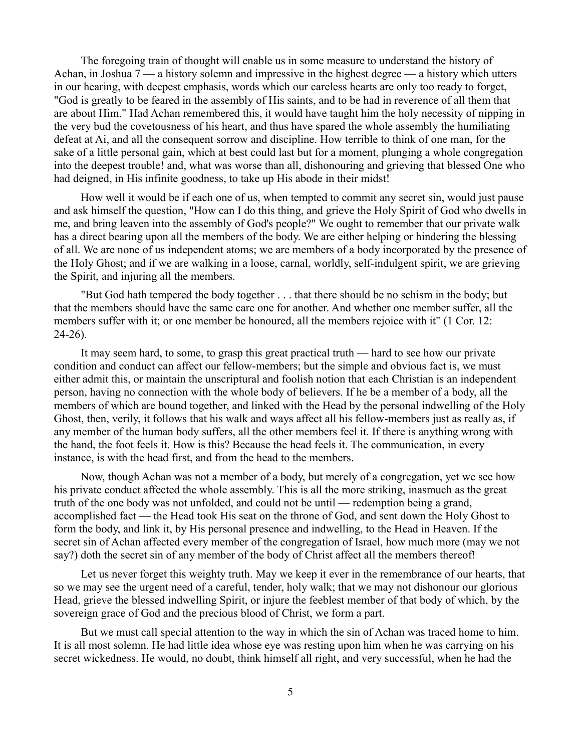The foregoing train of thought will enable us in some measure to understand the history of Achan, in Joshua 7 — a history solemn and impressive in the highest degree — a history which utters in our hearing, with deepest emphasis, words which our careless hearts are only too ready to forget, "God is greatly to be feared in the assembly of His saints, and to be had in reverence of all them that are about Him." Had Achan remembered this, it would have taught him the holy necessity of nipping in the very bud the covetousness of his heart, and thus have spared the whole assembly the humiliating defeat at Ai, and all the consequent sorrow and discipline. How terrible to think of one man, for the sake of a little personal gain, which at best could last but for a moment, plunging a whole congregation into the deepest trouble! and, what was worse than all, dishonouring and grieving that blessed One who had deigned, in His infinite goodness, to take up His abode in their midst!

How well it would be if each one of us, when tempted to commit any secret sin, would just pause and ask himself the question, "How can I do this thing, and grieve the Holy Spirit of God who dwells in me, and bring leaven into the assembly of God's people?" We ought to remember that our private walk has a direct bearing upon all the members of the body. We are either helping or hindering the blessing of all. We are none of us independent atoms; we are members of a body incorporated by the presence of the Holy Ghost; and if we are walking in a loose, carnal, worldly, self-indulgent spirit, we are grieving the Spirit, and injuring all the members.

"But God hath tempered the body together . . . that there should be no schism in the body; but that the members should have the same care one for another. And whether one member suffer, all the members suffer with it; or one member be honoured, all the members rejoice with it" (1 Cor. 12: 24-26).

It may seem hard, to some, to grasp this great practical truth — hard to see how our private condition and conduct can affect our fellow-members; but the simple and obvious fact is, we must either admit this, or maintain the unscriptural and foolish notion that each Christian is an independent person, having no connection with the whole body of believers. If he be a member of a body, all the members of which are bound together, and linked with the Head by the personal indwelling of the Holy Ghost, then, verily, it follows that his walk and ways affect all his fellow-members just as really as, if any member of the human body suffers, all the other members feel it. If there is anything wrong with the hand, the foot feels it. How is this? Because the head feels it. The communication, in every instance, is with the head first, and from the head to the members.

Now, though Achan was not a member of a body, but merely of a congregation, yet we see how his private conduct affected the whole assembly. This is all the more striking, inasmuch as the great truth of the one body was not unfolded, and could not be until — redemption being a grand, accomplished fact — the Head took His seat on the throne of God, and sent down the Holy Ghost to form the body, and link it, by His personal presence and indwelling, to the Head in Heaven. If the secret sin of Achan affected every member of the congregation of Israel, how much more (may we not say?) doth the secret sin of any member of the body of Christ affect all the members thereof!

Let us never forget this weighty truth. May we keep it ever in the remembrance of our hearts, that so we may see the urgent need of a careful, tender, holy walk; that we may not dishonour our glorious Head, grieve the blessed indwelling Spirit, or injure the feeblest member of that body of which, by the sovereign grace of God and the precious blood of Christ, we form a part.

But we must call special attention to the way in which the sin of Achan was traced home to him. It is all most solemn. He had little idea whose eye was resting upon him when he was carrying on his secret wickedness. He would, no doubt, think himself all right, and very successful, when he had the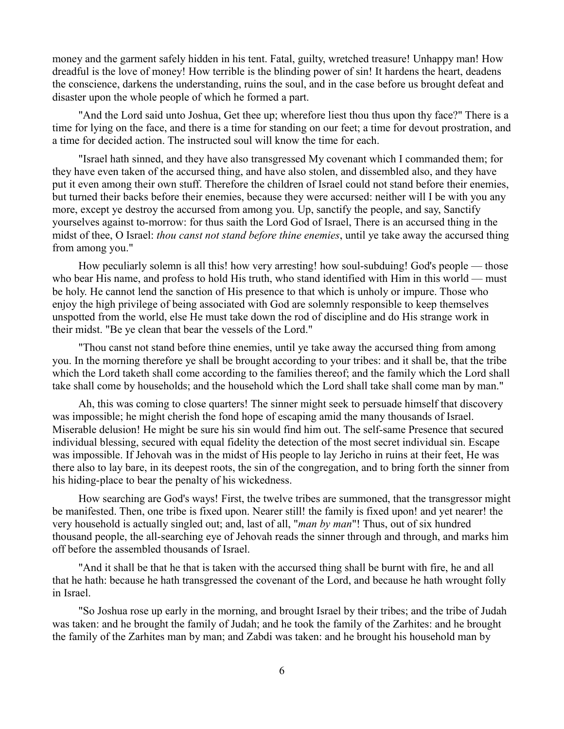money and the garment safely hidden in his tent. Fatal, guilty, wretched treasure! Unhappy man! How dreadful is the love of money! How terrible is the blinding power of sin! It hardens the heart, deadens the conscience, darkens the understanding, ruins the soul, and in the case before us brought defeat and disaster upon the whole people of which he formed a part.

"And the Lord said unto Joshua, Get thee up; wherefore liest thou thus upon thy face?" There is a time for lying on the face, and there is a time for standing on our feet; a time for devout prostration, and a time for decided action. The instructed soul will know the time for each.

"Israel hath sinned, and they have also transgressed My covenant which I commanded them; for they have even taken of the accursed thing, and have also stolen, and dissembled also, and they have put it even among their own stuff. Therefore the children of Israel could not stand before their enemies, but turned their backs before their enemies, because they were accursed: neither will I be with you any more, except ye destroy the accursed from among you. Up, sanctify the people, and say, Sanctify yourselves against to-morrow: for thus saith the Lord God of Israel, There is an accursed thing in the midst of thee, O Israel: *thou canst not stand before thine enemies*, until ye take away the accursed thing from among you."

How peculiarly solemn is all this! how very arresting! how soul-subduing! God's people — those who bear His name, and profess to hold His truth, who stand identified with Him in this world — must be holy. He cannot lend the sanction of His presence to that which is unholy or impure. Those who enjoy the high privilege of being associated with God are solemnly responsible to keep themselves unspotted from the world, else He must take down the rod of discipline and do His strange work in their midst. "Be ye clean that bear the vessels of the Lord."

"Thou canst not stand before thine enemies, until ye take away the accursed thing from among you. In the morning therefore ye shall be brought according to your tribes: and it shall be, that the tribe which the Lord taketh shall come according to the families thereof; and the family which the Lord shall take shall come by households; and the household which the Lord shall take shall come man by man."

Ah, this was coming to close quarters! The sinner might seek to persuade himself that discovery was impossible; he might cherish the fond hope of escaping amid the many thousands of Israel. Miserable delusion! He might be sure his sin would find him out. The self-same Presence that secured individual blessing, secured with equal fidelity the detection of the most secret individual sin. Escape was impossible. If Jehovah was in the midst of His people to lay Jericho in ruins at their feet, He was there also to lay bare, in its deepest roots, the sin of the congregation, and to bring forth the sinner from his hiding-place to bear the penalty of his wickedness.

How searching are God's ways! First, the twelve tribes are summoned, that the transgressor might be manifested. Then, one tribe is fixed upon. Nearer still! the family is fixed upon! and yet nearer! the very household is actually singled out; and, last of all, "*man by man*"! Thus, out of six hundred thousand people, the all-searching eye of Jehovah reads the sinner through and through, and marks him off before the assembled thousands of Israel.

"And it shall be that he that is taken with the accursed thing shall be burnt with fire, he and all that he hath: because he hath transgressed the covenant of the Lord, and because he hath wrought folly in Israel.

"So Joshua rose up early in the morning, and brought Israel by their tribes; and the tribe of Judah was taken: and he brought the family of Judah; and he took the family of the Zarhites: and he brought the family of the Zarhites man by man; and Zabdi was taken: and he brought his household man by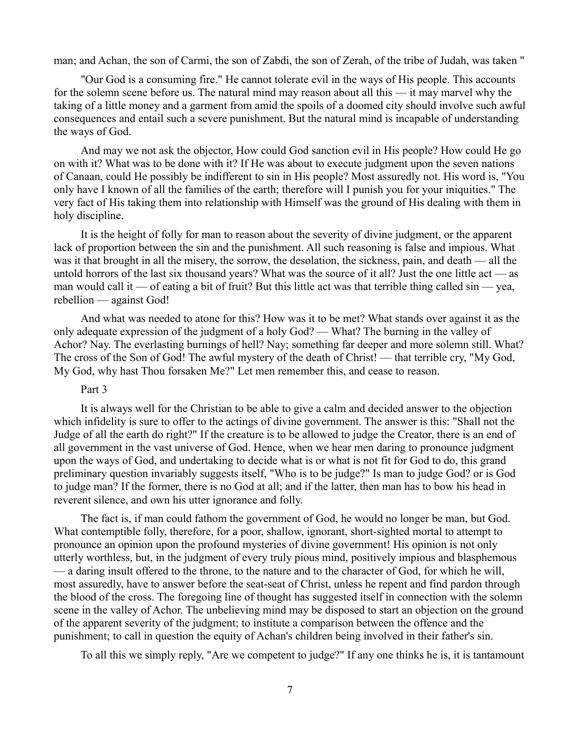man; and Achan, the son of Carmi, the son of Zabdi, the son of Zerah, of the tribe of Judah, was taken "

"Our God is a consuming fire." He cannot tolerate evil in the ways of His people. This accounts for the solemn scene before us. The natural mind may reason about all this — it may marvel why the taking of a little money and a garment from amid the spoils of a doomed city should involve such awful consequences and entail such a severe punishment. But the natural mind is incapable of understanding the ways of God.

And may we not ask the objector, How could God sanction evil in His people? How could He go on with it? What was to be done with it? If He was about to execute judgment upon the seven nations of Canaan, could He possibly be indifferent to sin in His people? Most assuredly not. His word is, "You only have I known of all the families of the earth; therefore will I punish you for your iniquities." The very fact of His taking them into relationship with Himself was the ground of His dealing with them in holy discipline.

It is the height of folly for man to reason about the severity of divine judgment, or the apparent lack of proportion between the sin and the punishment. All such reasoning is false and impious. What was it that brought in all the misery, the sorrow, the desolation, the sickness, pain, and death — all the untold horrors of the last six thousand years? What was the source of it all? Just the one little act — as man would call it — of eating a bit of fruit? But this little act was that terrible thing called sin — yea, rebellion — against God!

And what was needed to atone for this? How was it to be met? What stands over against it as the only adequate expression of the judgment of a holy God? — What? The burning in the valley of Achor? Nay. The everlasting burnings of hell? Nay; something far deeper and more solemn still. What? The cross of the Son of God! The awful mystery of the death of Christ! — that terrible cry, "My God, My God, why hast Thou forsaken Me?" Let men remember this, and cease to reason.

## Part 3

It is always well for the Christian to be able to give a calm and decided answer to the objection which infidelity is sure to offer to the actings of divine government. The answer is this: "Shall not the Judge of all the earth do right?" If the creature is to be allowed to judge the Creator, there is an end of all government in the vast universe of God. Hence, when we hear men daring to pronounce judgment upon the ways of God, and undertaking to decide what is or what is not fit for God to do, this grand preliminary question invariably suggests itself, "Who is to be judge?" Is man to judge God? or is God to judge man? If the former, there is no God at all; and if the latter, then man has to bow his head in reverent silence, and own his utter ignorance and folly.

The fact is, if man could fathom the government of God, he would no longer be man, but God. What contemptible folly, therefore, for a poor, shallow, ignorant, short-sighted mortal to attempt to pronounce an opinion upon the profound mysteries of divine government! His opinion is not only utterly worthless, but, in the judgment of every truly pious mind, positively impious and blasphemous — a daring insult offered to the throne, to the nature and to the character of God, for which he will, most assuredly, have to answer before the seat-seat of Christ, unless he repent and find pardon through the blood of the cross. The foregoing line of thought has suggested itself in connection with the solemn scene in the valley of Achor. The unbelieving mind may be disposed to start an objection on the ground of the apparent severity of the judgment; to institute a comparison between the offence and the punishment; to call in question the equity of Achan's children being involved in their father's sin.

To all this we simply reply, "Are we competent to judge?" If any one thinks he is, it is tantamount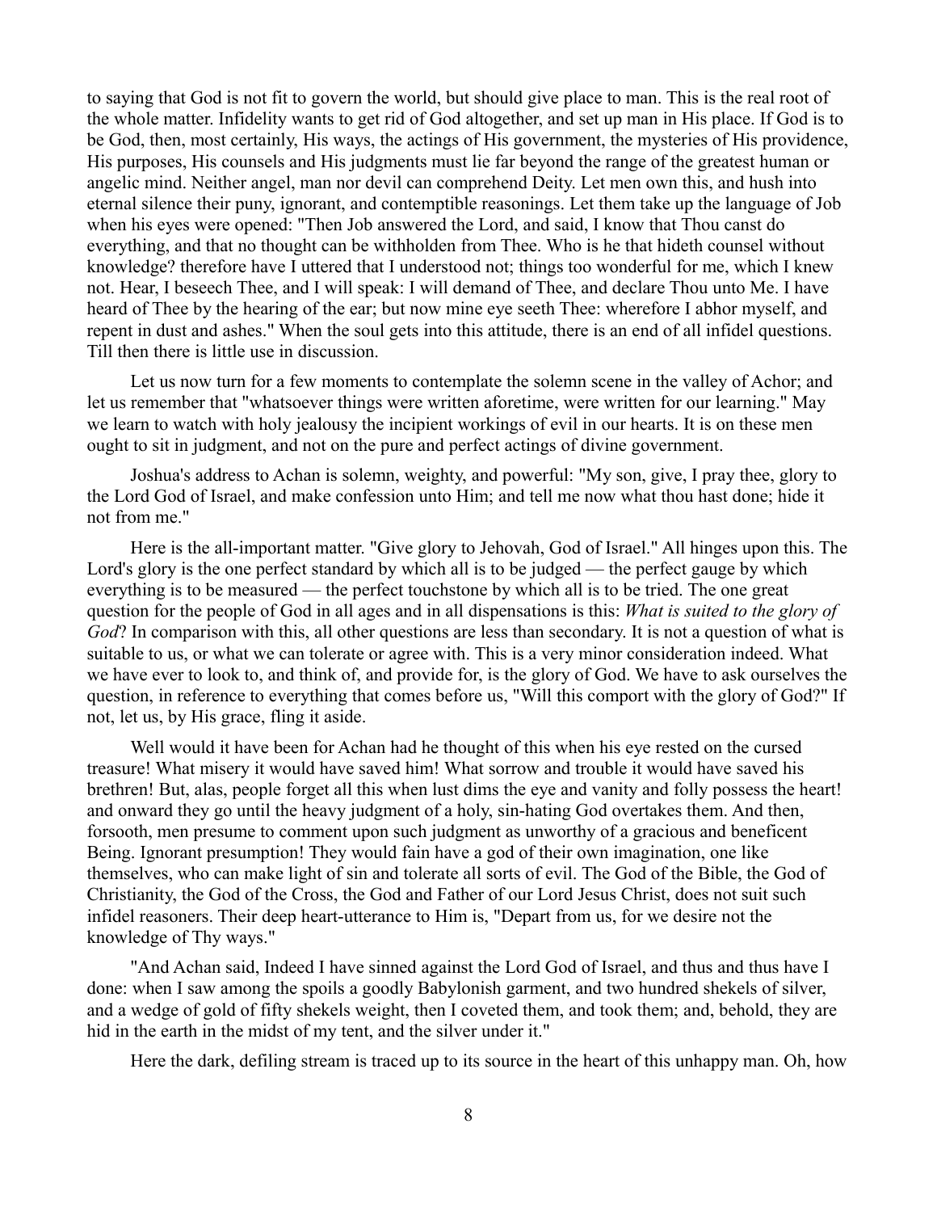to saying that God is not fit to govern the world, but should give place to man. This is the real root of the whole matter. Infidelity wants to get rid of God altogether, and set up man in His place. If God is to be God, then, most certainly, His ways, the actings of His government, the mysteries of His providence, His purposes, His counsels and His judgments must lie far beyond the range of the greatest human or angelic mind. Neither angel, man nor devil can comprehend Deity. Let men own this, and hush into eternal silence their puny, ignorant, and contemptible reasonings. Let them take up the language of Job when his eyes were opened: "Then Job answered the Lord, and said, I know that Thou canst do everything, and that no thought can be withholden from Thee. Who is he that hideth counsel without knowledge? therefore have I uttered that I understood not; things too wonderful for me, which I knew not. Hear, I beseech Thee, and I will speak: I will demand of Thee, and declare Thou unto Me. I have heard of Thee by the hearing of the ear; but now mine eye seeth Thee: wherefore I abhor myself, and repent in dust and ashes." When the soul gets into this attitude, there is an end of all infidel questions. Till then there is little use in discussion.

Let us now turn for a few moments to contemplate the solemn scene in the valley of Achor; and let us remember that "whatsoever things were written aforetime, were written for our learning." May we learn to watch with holy jealousy the incipient workings of evil in our hearts. It is on these men ought to sit in judgment, and not on the pure and perfect actings of divine government.

Joshua's address to Achan is solemn, weighty, and powerful: "My son, give, I pray thee, glory to the Lord God of Israel, and make confession unto Him; and tell me now what thou hast done; hide it not from me."

Here is the all-important matter. "Give glory to Jehovah, God of Israel." All hinges upon this. The Lord's glory is the one perfect standard by which all is to be judged — the perfect gauge by which everything is to be measured — the perfect touchstone by which all is to be tried. The one great question for the people of God in all ages and in all dispensations is this: *What is suited to the glory of God*? In comparison with this, all other questions are less than secondary. It is not a question of what is suitable to us, or what we can tolerate or agree with. This is a very minor consideration indeed. What we have ever to look to, and think of, and provide for, is the glory of God. We have to ask ourselves the question, in reference to everything that comes before us, "Will this comport with the glory of God?" If not, let us, by His grace, fling it aside.

Well would it have been for Achan had he thought of this when his eye rested on the cursed treasure! What misery it would have saved him! What sorrow and trouble it would have saved his brethren! But, alas, people forget all this when lust dims the eye and vanity and folly possess the heart! and onward they go until the heavy judgment of a holy, sin-hating God overtakes them. And then, forsooth, men presume to comment upon such judgment as unworthy of a gracious and beneficent Being. Ignorant presumption! They would fain have a god of their own imagination, one like themselves, who can make light of sin and tolerate all sorts of evil. The God of the Bible, the God of Christianity, the God of the Cross, the God and Father of our Lord Jesus Christ, does not suit such infidel reasoners. Their deep heart-utterance to Him is, "Depart from us, for we desire not the knowledge of Thy ways."

"And Achan said, Indeed I have sinned against the Lord God of Israel, and thus and thus have I done: when I saw among the spoils a goodly Babylonish garment, and two hundred shekels of silver, and a wedge of gold of fifty shekels weight, then I coveted them, and took them; and, behold, they are hid in the earth in the midst of my tent, and the silver under it."

Here the dark, defiling stream is traced up to its source in the heart of this unhappy man. Oh, how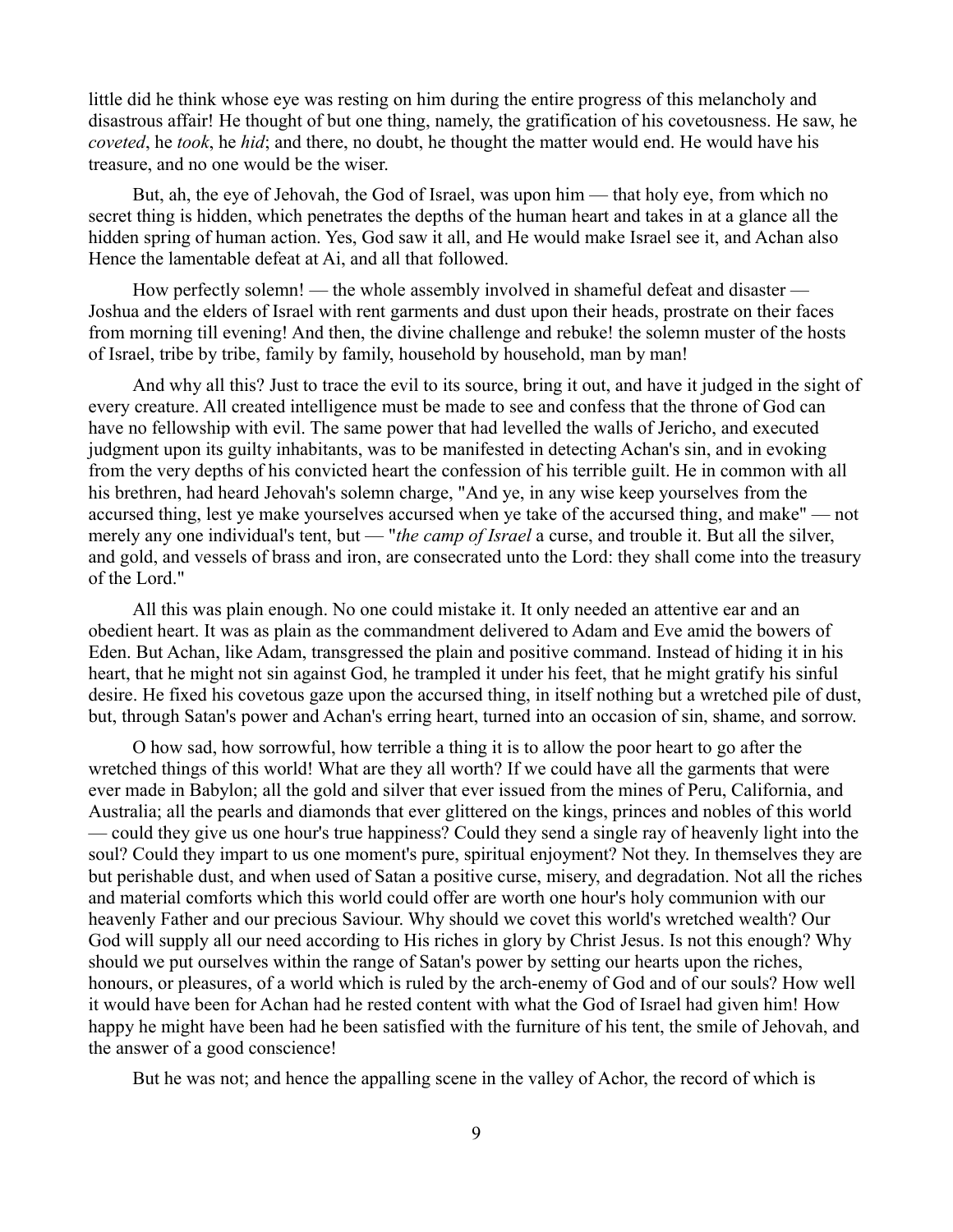little did he think whose eye was resting on him during the entire progress of this melancholy and disastrous affair! He thought of but one thing, namely, the gratification of his covetousness. He saw, he *coveted*, he *took*, he *hid*; and there, no doubt, he thought the matter would end. He would have his treasure, and no one would be the wiser.

But, ah, the eye of Jehovah, the God of Israel, was upon him — that holy eye, from which no secret thing is hidden, which penetrates the depths of the human heart and takes in at a glance all the hidden spring of human action. Yes, God saw it all, and He would make Israel see it, and Achan also Hence the lamentable defeat at Ai, and all that followed.

How perfectly solemn! — the whole assembly involved in shameful defeat and disaster — Joshua and the elders of Israel with rent garments and dust upon their heads, prostrate on their faces from morning till evening! And then, the divine challenge and rebuke! the solemn muster of the hosts of Israel, tribe by tribe, family by family, household by household, man by man!

And why all this? Just to trace the evil to its source, bring it out, and have it judged in the sight of every creature. All created intelligence must be made to see and confess that the throne of God can have no fellowship with evil. The same power that had levelled the walls of Jericho, and executed judgment upon its guilty inhabitants, was to be manifested in detecting Achan's sin, and in evoking from the very depths of his convicted heart the confession of his terrible guilt. He in common with all his brethren, had heard Jehovah's solemn charge, "And ye, in any wise keep yourselves from the accursed thing, lest ye make yourselves accursed when ye take of the accursed thing, and make" — not merely any one individual's tent, but — "*the camp of Israel* a curse, and trouble it. But all the silver, and gold, and vessels of brass and iron, are consecrated unto the Lord: they shall come into the treasury of the Lord."

All this was plain enough. No one could mistake it. It only needed an attentive ear and an obedient heart. It was as plain as the commandment delivered to Adam and Eve amid the bowers of Eden. But Achan, like Adam, transgressed the plain and positive command. Instead of hiding it in his heart, that he might not sin against God, he trampled it under his feet, that he might gratify his sinful desire. He fixed his covetous gaze upon the accursed thing, in itself nothing but a wretched pile of dust, but, through Satan's power and Achan's erring heart, turned into an occasion of sin, shame, and sorrow.

O how sad, how sorrowful, how terrible a thing it is to allow the poor heart to go after the wretched things of this world! What are they all worth? If we could have all the garments that were ever made in Babylon; all the gold and silver that ever issued from the mines of Peru, California, and Australia; all the pearls and diamonds that ever glittered on the kings, princes and nobles of this world — could they give us one hour's true happiness? Could they send a single ray of heavenly light into the soul? Could they impart to us one moment's pure, spiritual enjoyment? Not they. In themselves they are but perishable dust, and when used of Satan a positive curse, misery, and degradation. Not all the riches and material comforts which this world could offer are worth one hour's holy communion with our heavenly Father and our precious Saviour. Why should we covet this world's wretched wealth? Our God will supply all our need according to His riches in glory by Christ Jesus. Is not this enough? Why should we put ourselves within the range of Satan's power by setting our hearts upon the riches, honours, or pleasures, of a world which is ruled by the arch-enemy of God and of our souls? How well it would have been for Achan had he rested content with what the God of Israel had given him! How happy he might have been had he been satisfied with the furniture of his tent, the smile of Jehovah, and the answer of a good conscience!

But he was not; and hence the appalling scene in the valley of Achor, the record of which is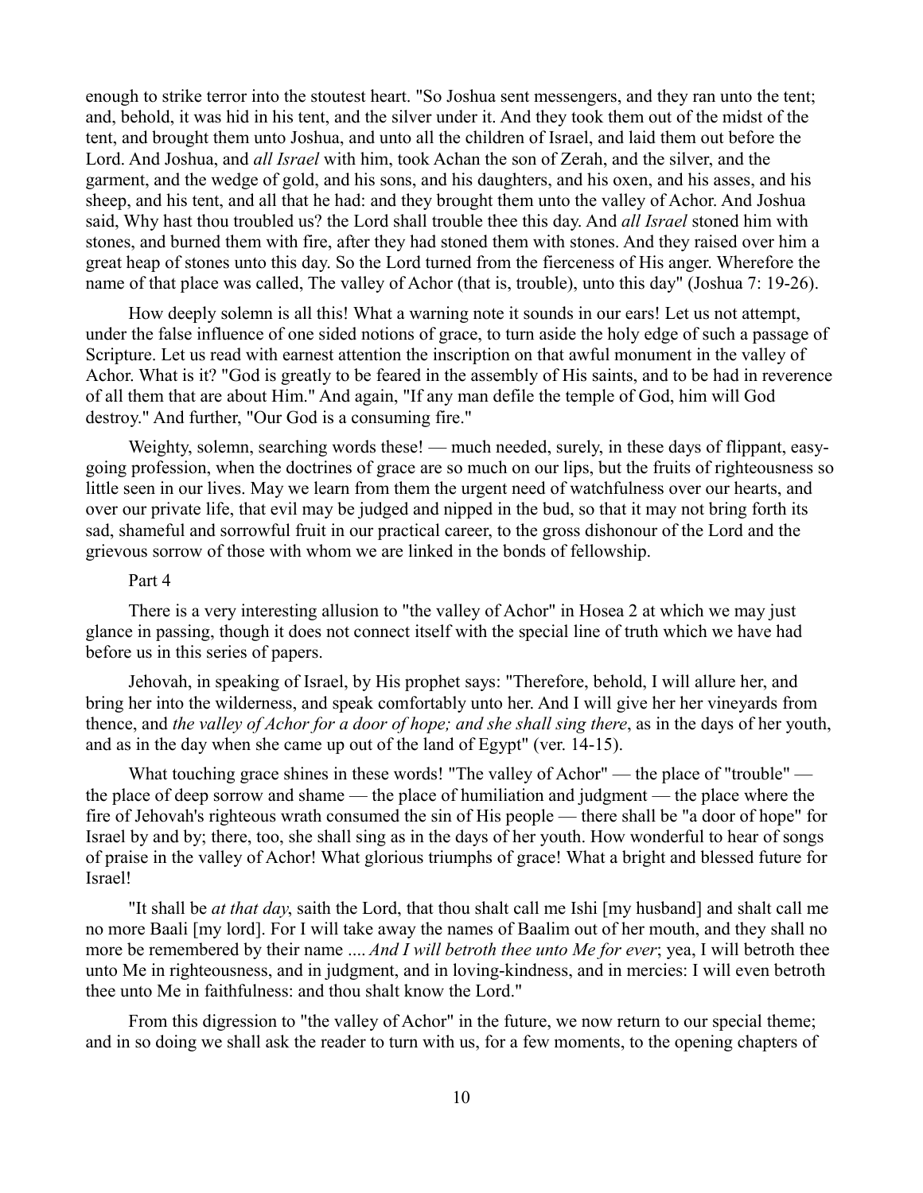enough to strike terror into the stoutest heart. "So Joshua sent messengers, and they ran unto the tent; and, behold, it was hid in his tent, and the silver under it. And they took them out of the midst of the tent, and brought them unto Joshua, and unto all the children of Israel, and laid them out before the Lord. And Joshua, and *all Israel* with him, took Achan the son of Zerah, and the silver, and the garment, and the wedge of gold, and his sons, and his daughters, and his oxen, and his asses, and his sheep, and his tent, and all that he had: and they brought them unto the valley of Achor. And Joshua said, Why hast thou troubled us? the Lord shall trouble thee this day. And *all Israel* stoned him with stones, and burned them with fire, after they had stoned them with stones. And they raised over him a great heap of stones unto this day. So the Lord turned from the fierceness of His anger. Wherefore the name of that place was called, The valley of Achor (that is, trouble), unto this day" (Joshua 7: 19-26).

How deeply solemn is all this! What a warning note it sounds in our ears! Let us not attempt, under the false influence of one sided notions of grace, to turn aside the holy edge of such a passage of Scripture. Let us read with earnest attention the inscription on that awful monument in the valley of Achor. What is it? "God is greatly to be feared in the assembly of His saints, and to be had in reverence of all them that are about Him." And again, "If any man defile the temple of God, him will God destroy." And further, "Our God is a consuming fire."

Weighty, solemn, searching words these! — much needed, surely, in these days of flippant, easy-going profession, when the doctrines of grace are so much on our lips, but the fruits of righteousness so little seen in our lives. May we learn from them the urgent need of watchfulness over our hearts, and over our private life, that evil may be judged and nipped in the bud, so that it may not bring forth its sad, shameful and sorrowful fruit in our practical career, to the gross dishonour of the Lord and the grievous sorrow of those with whom we are linked in the bonds of fellowship.

Part 4

There is a very interesting allusion to "the valley of Achor" in Hosea 2 at which we may just glance in passing, though it does not connect itself with the special line of truth which we have had before us in this series of papers.

Jehovah, in speaking of Israel, by His prophet says: "Therefore, behold, I will allure her, and bring her into the wilderness, and speak comfortably unto her. And I will give her her vineyards from thence, and *the valley of Achor for a door of hope; and she shall sing there*, as in the days of her youth, and as in the day when she came up out of the land of Egypt" (ver. 14-15).

What touching grace shines in these words! "The valley of Achor" — the place of "trouble" — the place of deep sorrow and shame — the place of humiliation and judgment — the place where the fire of Jehovah's righteous wrath consumed the sin of His people — there shall be "a door of hope" for Israel by and by; there, too, she shall sing as in the days of her youth. How wonderful to hear of songs of praise in the valley of Achor! What glorious triumphs of grace! What a bright and blessed future for Israel!

"It shall be *at that day*, saith the Lord, that thou shalt call me Ishi [my husband] and shalt call me no more Baali [my lord]. For I will take away the names of Baalim out of her mouth, and they shall no more be remembered by their name .... *And I will betroth thee unto Me for ever*; yea, I will betroth thee unto Me in righteousness, and in judgment, and in loving-kindness, and in mercies: I will even betroth thee unto Me in faithfulness: and thou shalt know the Lord."

From this digression to "the valley of Achor" in the future, we now return to our special theme; and in so doing we shall ask the reader to turn with us, for a few moments, to the opening chapters of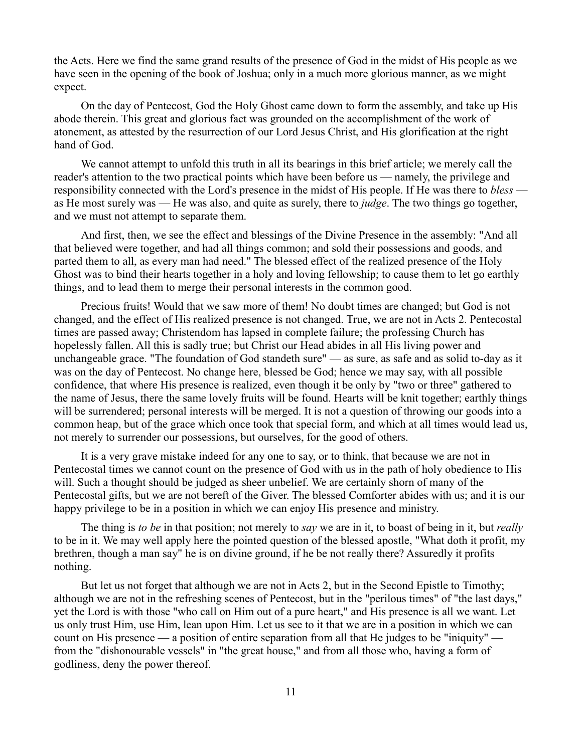the Acts. Here we find the same grand results of the presence of God in the midst of His people as we have seen in the opening of the book of Joshua; only in a much more glorious manner, as we might expect.

On the day of Pentecost, God the Holy Ghost came down to form the assembly, and take up His abode therein. This great and glorious fact was grounded on the accomplishment of the work of atonement, as attested by the resurrection of our Lord Jesus Christ, and His glorification at the right hand of God.

We cannot attempt to unfold this truth in all its bearings in this brief article; we merely call the reader's attention to the two practical points which have been before us — namely, the privilege and responsibility connected with the Lord's presence in the midst of His people. If He was there to *bless* — as He most surely was — He was also, and quite as surely, there to *judge*. The two things go together, and we must not attempt to separate them.

And first, then, we see the effect and blessings of the Divine Presence in the assembly: "And all that believed were together, and had all things common; and sold their possessions and goods, and parted them to all, as every man had need." The blessed effect of the realized presence of the Holy Ghost was to bind their hearts together in a holy and loving fellowship; to cause them to let go earthly things, and to lead them to merge their personal interests in the common good.

Precious fruits! Would that we saw more of them! No doubt times are changed; but God is not changed, and the effect of His realized presence is not changed. True, we are not in Acts 2. Pentecostal times are passed away; Christendom has lapsed in complete failure; the professing Church has hopelessly fallen. All this is sadly true; but Christ our Head abides in all His living power and unchangeable grace. "The foundation of God standeth sure" — as sure, as safe and as solid to-day as it was on the day of Pentecost. No change here, blessed be God; hence we may say, with all possible confidence, that where His presence is realized, even though it be only by "two or three" gathered to the name of Jesus, there the same lovely fruits will be found. Hearts will be knit together; earthly things will be surrendered; personal interests will be merged. It is not a question of throwing our goods into a common heap, but of the grace which once took that special form, and which at all times would lead us, not merely to surrender our possessions, but ourselves, for the good of others.

It is a very grave mistake indeed for any one to say, or to think, that because we are not in Pentecostal times we cannot count on the presence of God with us in the path of holy obedience to His will. Such a thought should be judged as sheer unbelief. We are certainly shorn of many of the Pentecostal gifts, but we are not bereft of the Giver. The blessed Comforter abides with us; and it is our happy privilege to be in a position in which we can enjoy His presence and ministry.

The thing is *to be* in that position; not merely to *say* we are in it, to boast of being in it, but *really* to be in it. We may well apply here the pointed question of the blessed apostle, "What doth it profit, my brethren, though a man say" he is on divine ground, if he be not really there? Assuredly it profits nothing.

But let us not forget that although we are not in Acts 2, but in the Second Epistle to Timothy; although we are not in the refreshing scenes of Pentecost, but in the "perilous times" of "the last days," yet the Lord is with those "who call on Him out of a pure heart," and His presence is all we want. Let us only trust Him, use Him, lean upon Him. Let us see to it that we are in a position in which we can count on His presence — a position of entire separation from all that He judges to be "iniquity" — from the "dishonourable vessels" in "the great house," and from all those who, having a form of godliness, deny the power thereof.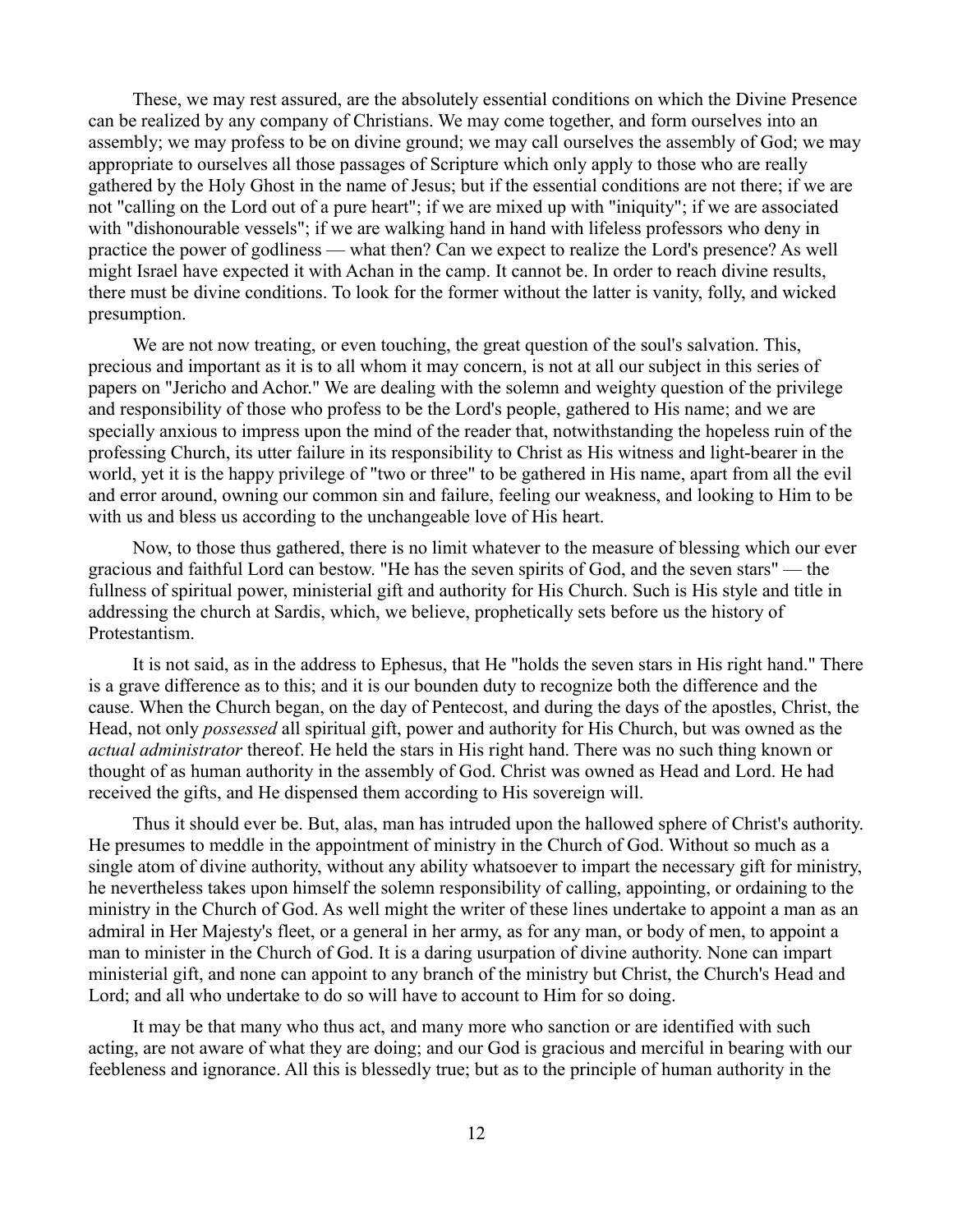These, we may rest assured, are the absolutely essential conditions on which the Divine Presence can be realized by any company of Christians. We may come together, and form ourselves into an assembly; we may profess to be on divine ground; we may call ourselves the assembly of God; we may appropriate to ourselves all those passages of Scripture which only apply to those who are really gathered by the Holy Ghost in the name of Jesus; but if the essential conditions are not there; if we are not "calling on the Lord out of a pure heart"; if we are mixed up with "iniquity"; if we are associated with "dishonourable vessels"; if we are walking hand in hand with lifeless professors who deny in practice the power of godliness — what then? Can we expect to realize the Lord's presence? As well might Israel have expected it with Achan in the camp. It cannot be. In order to reach divine results, there must be divine conditions. To look for the former without the latter is vanity, folly, and wicked presumption.

We are not now treating, or even touching, the great question of the soul's salvation. This, precious and important as it is to all whom it may concern, is not at all our subject in this series of papers on "Jericho and Achor." We are dealing with the solemn and weighty question of the privilege and responsibility of those who profess to be the Lord's people, gathered to His name; and we are specially anxious to impress upon the mind of the reader that, notwithstanding the hopeless ruin of the professing Church, its utter failure in its responsibility to Christ as His witness and light-bearer in the world, yet it is the happy privilege of "two or three" to be gathered in His name, apart from all the evil and error around, owning our common sin and failure, feeling our weakness, and looking to Him to be with us and bless us according to the unchangeable love of His heart.

Now, to those thus gathered, there is no limit whatever to the measure of blessing which our ever gracious and faithful Lord can bestow. "He has the seven spirits of God, and the seven stars" — the fullness of spiritual power, ministerial gift and authority for His Church. Such is His style and title in addressing the church at Sardis, which, we believe, prophetically sets before us the history of Protestantism.

It is not said, as in the address to Ephesus, that He "holds the seven stars in His right hand." There is a grave difference as to this; and it is our bounden duty to recognize both the difference and the cause. When the Church began, on the day of Pentecost, and during the days of the apostles, Christ, the Head, not only *possessed* all spiritual gift, power and authority for His Church, but was owned as the *actual administrator* thereof. He held the stars in His right hand. There was no such thing known or thought of as human authority in the assembly of God. Christ was owned as Head and Lord. He had received the gifts, and He dispensed them according to His sovereign will.

Thus it should ever be. But, alas, man has intruded upon the hallowed sphere of Christ's authority. He presumes to meddle in the appointment of ministry in the Church of God. Without so much as a single atom of divine authority, without any ability whatsoever to impart the necessary gift for ministry, he nevertheless takes upon himself the solemn responsibility of calling, appointing, or ordaining to the ministry in the Church of God. As well might the writer of these lines undertake to appoint a man as an admiral in Her Majesty's fleet, or a general in her army, as for any man, or body of men, to appoint a man to minister in the Church of God. It is a daring usurpation of divine authority. None can impart ministerial gift, and none can appoint to any branch of the ministry but Christ, the Church's Head and Lord; and all who undertake to do so will have to account to Him for so doing.

It may be that many who thus act, and many more who sanction or are identified with such acting, are not aware of what they are doing; and our God is gracious and merciful in bearing with our feebleness and ignorance. All this is blessedly true; but as to the principle of human authority in the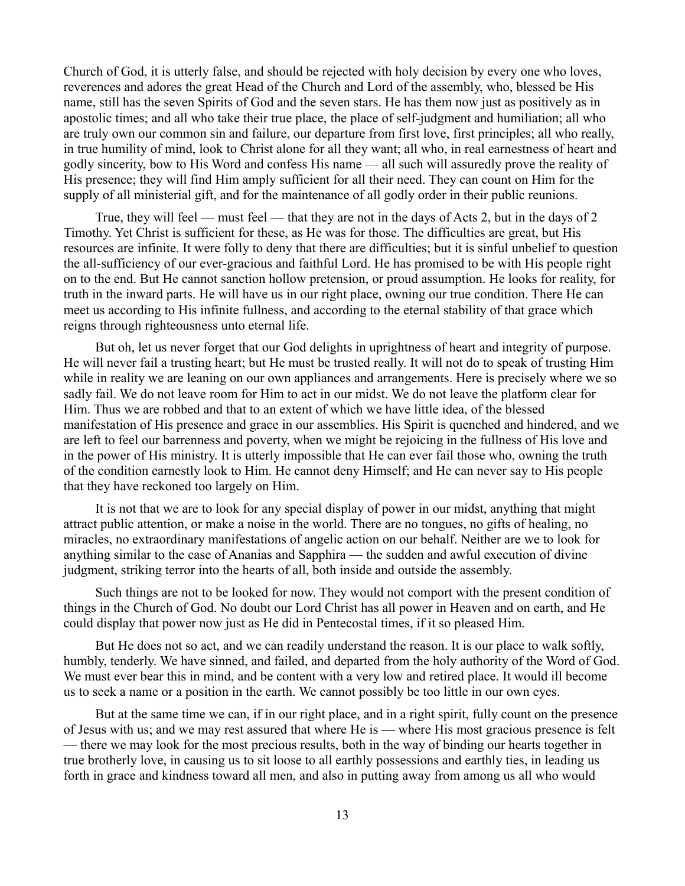Church of God, it is utterly false, and should be rejected with holy decision by every one who loves, reverences and adores the great Head of the Church and Lord of the assembly, who, blessed be His name, still has the seven Spirits of God and the seven stars. He has them now just as positively as in apostolic times; and all who take their true place, the place of self-judgment and humiliation; all who are truly own our common sin and failure, our departure from first love, first principles; all who really, in true humility of mind, look to Christ alone for all they want; all who, in real earnestness of heart and godly sincerity, bow to His Word and confess His name — all such will assuredly prove the reality of His presence; they will find Him amply sufficient for all their need. They can count on Him for the supply of all ministerial gift, and for the maintenance of all godly order in their public reunions.

True, they will feel — must feel — that they are not in the days of Acts 2, but in the days of 2 Timothy. Yet Christ is sufficient for these, as He was for those. The difficulties are great, but His resources are infinite. It were folly to deny that there are difficulties; but it is sinful unbelief to question the all-sufficiency of our ever-gracious and faithful Lord. He has promised to be with His people right on to the end. But He cannot sanction hollow pretension, or proud assumption. He looks for reality, for truth in the inward parts. He will have us in our right place, owning our true condition. There He can meet us according to His infinite fullness, and according to the eternal stability of that grace which reigns through righteousness unto eternal life.

But oh, let us never forget that our God delights in uprightness of heart and integrity of purpose. He will never fail a trusting heart; but He must be trusted really. It will not do to speak of trusting Him while in reality we are leaning on our own appliances and arrangements. Here is precisely where we so sadly fail. We do not leave room for Him to act in our midst. We do not leave the platform clear for Him. Thus we are robbed and that to an extent of which we have little idea, of the blessed manifestation of His presence and grace in our assemblies. His Spirit is quenched and hindered, and we are left to feel our barrenness and poverty, when we might be rejoicing in the fullness of His love and in the power of His ministry. It is utterly impossible that He can ever fail those who, owning the truth of the condition earnestly look to Him. He cannot deny Himself; and He can never say to His people that they have reckoned too largely on Him.

It is not that we are to look for any special display of power in our midst, anything that might attract public attention, or make a noise in the world. There are no tongues, no gifts of healing, no miracles, no extraordinary manifestations of angelic action on our behalf. Neither are we to look for anything similar to the case of Ananias and Sapphira — the sudden and awful execution of divine judgment, striking terror into the hearts of all, both inside and outside the assembly.

Such things are not to be looked for now. They would not comport with the present condition of things in the Church of God. No doubt our Lord Christ has all power in Heaven and on earth, and He could display that power now just as He did in Pentecostal times, if it so pleased Him.

But He does not so act, and we can readily understand the reason. It is our place to walk softly, humbly, tenderly. We have sinned, and failed, and departed from the holy authority of the Word of God. We must ever bear this in mind, and be content with a very low and retired place. It would ill become us to seek a name or a position in the earth. We cannot possibly be too little in our own eyes.

But at the same time we can, if in our right place, and in a right spirit, fully count on the presence of Jesus with us; and we may rest assured that where He is — where His most gracious presence is felt — there we may look for the most precious results, both in the way of binding our hearts together in true brotherly love, in causing us to sit loose to all earthly possessions and earthly ties, in leading us forth in grace and kindness toward all men, and also in putting away from among us all who would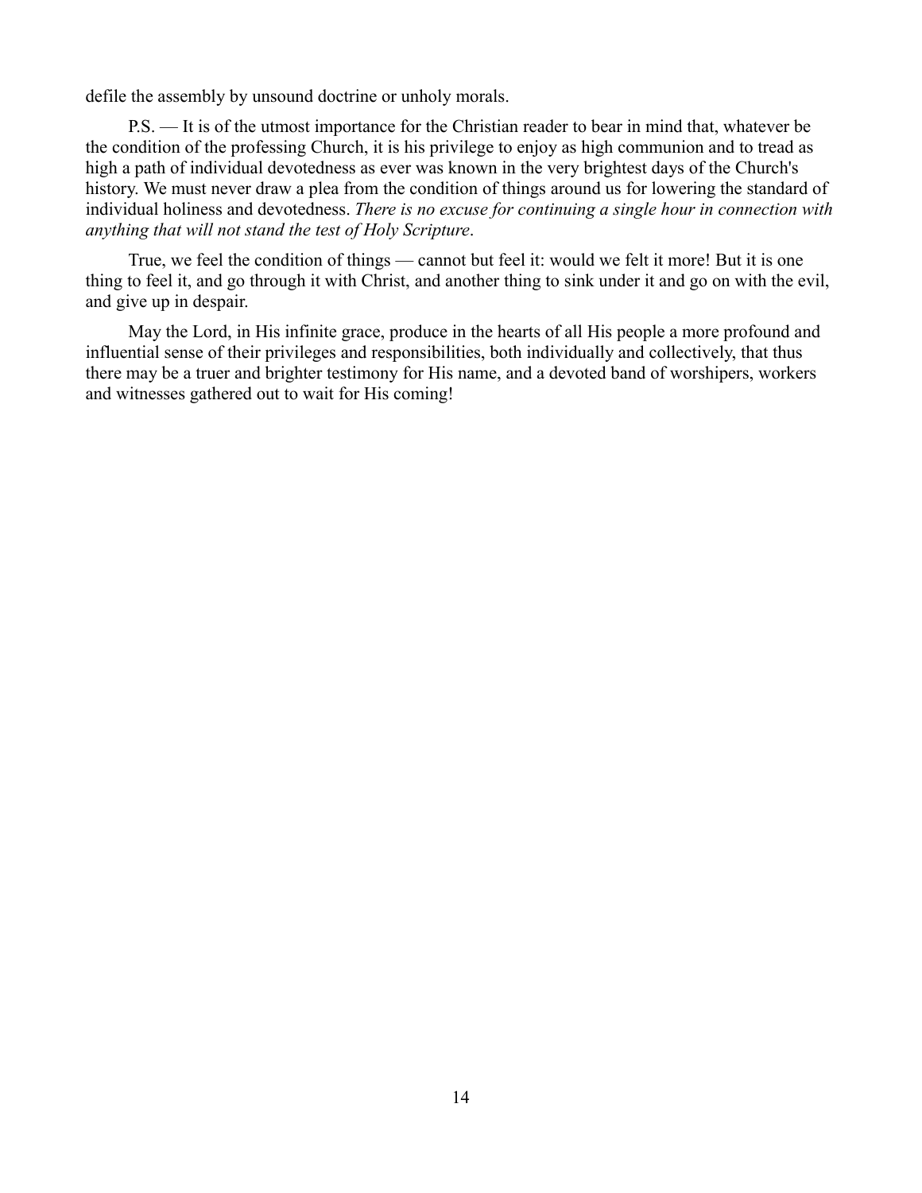defile the assembly by unsound doctrine or unholy morals.

P.S. — It is of the utmost importance for the Christian reader to bear in mind that, whatever be the condition of the professing Church, it is his privilege to enjoy as high communion and to tread as high a path of individual devotedness as ever was known in the very brightest days of the Church's history. We must never draw a plea from the condition of things around us for lowering the standard of individual holiness and devotedness. *There is no excuse for continuing a single hour in connection with anything that will not stand the test of Holy Scripture*.

True, we feel the condition of things — cannot but feel it: would we felt it more! But it is one thing to feel it, and go through it with Christ, and another thing to sink under it and go on with the evil, and give up in despair.

May the Lord, in His infinite grace, produce in the hearts of all His people a more profound and influential sense of their privileges and responsibilities, both individually and collectively, that thus there may be a truer and brighter testimony for His name, and a devoted band of worshipers, workers and witnesses gathered out to wait for His coming!